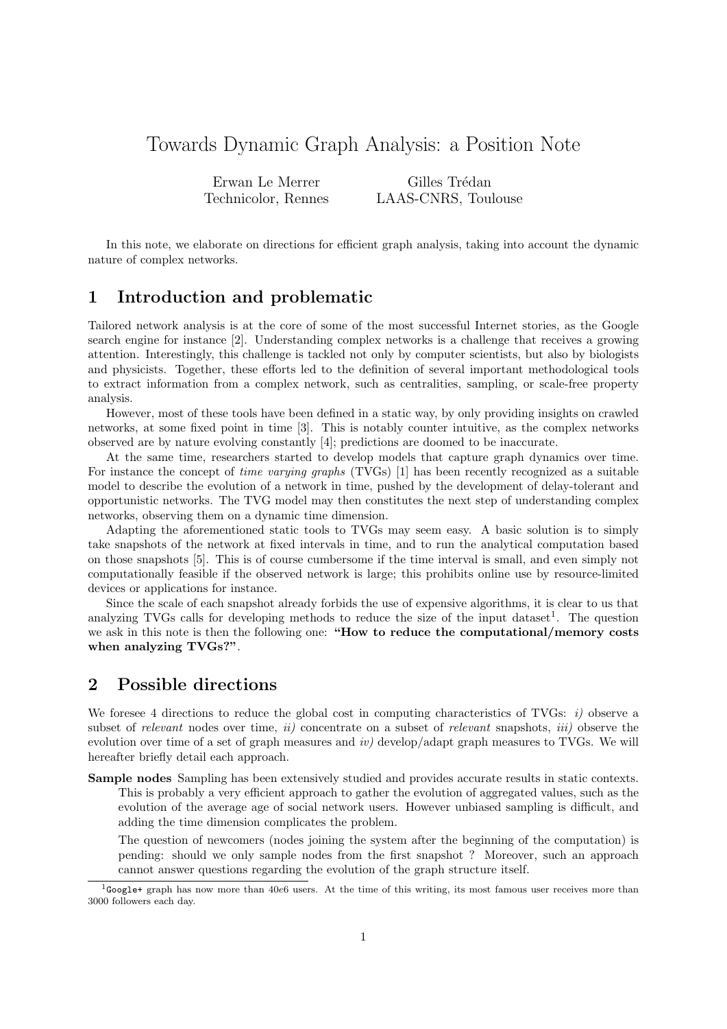# Towards Dynamic Graph Analysis: a Position Note

Erwan Le Merrer
Technicolor, Rennes

Gilles Trédan
LAAS-CNRS, Toulouse

In this note, we elaborate on directions for efficient graph analysis, taking into account the dynamic nature of complex networks.

## 1 Introduction and problematic

Tailored network analysis is at the core of some of the most successful Internet stories, as the Google search engine for instance [2]. Understanding complex networks is a challenge that receives a growing attention. Interestingly, this challenge is tackled not only by computer scientists, but also by biologists and physicists. Together, these efforts led to the definition of several important methodological tools to extract information from a complex network, such as centralities, sampling, or scale-free property analysis.

However, most of these tools have been defined in a static way, by only providing insights on crawled networks, at some fixed point in time [3]. This is notably counter intuitive, as the complex networks observed are by nature evolving constantly [4]; predictions are doomed to be inaccurate.

At the same time, researchers started to develop models that capture graph dynamics over time. For instance the concept of *time varying graphs* (TVGs) [1] has been recently recognized as a suitable model to describe the evolution of a network in time, pushed by the development of delay-tolerant and opportunistic networks. The TVG model may then constitutes the next step of understanding complex networks, observing them on a dynamic time dimension.

Adapting the aforementioned static tools to TVGs may seem easy. A basic solution is to simply take snapshots of the network at fixed intervals in time, and to run the analytical computation based on those snapshots [5]. This is of course cumbersome if the time interval is small, and even simply not computationally feasible if the observed network is large; this prohibits online use by resource-limited devices or applications for instance.

Since the scale of each snapshot already forbids the use of expensive algorithms, it is clear to us that analyzing TVGs calls for developing methods to reduce the size of the input dataset[1]. The question we ask in this note is then the following one: **"How to reduce the computational/memory costs when analyzing TVGs?"**.

## 2 Possible directions

We foresee 4 directions to reduce the global cost in computing characteristics of TVGs: *i)* observe a subset of *relevant* nodes over time, *ii)* concentrate on a subset of *relevant* snapshots, *iii)* observe the evolution over time of a set of graph measures and *iv)* develop/adapt graph measures to TVGs. We will hereafter briefly detail each approach.

**Sample nodes** Sampling has been extensively studied and provides accurate results in static contexts. This is probably a very efficient approach to gather the evolution of aggregated values, such as the evolution of the average age of social network users. However unbiased sampling is difficult, and adding the time dimension complicates the problem.

The question of newcomers (nodes joining the system after the beginning of the computation) is pending: should we only sample nodes from the first snapshot ? Moreover, such an approach cannot answer questions regarding the evolution of the graph structure itself.

---

[1] `Google+` graph has now more than $40e6$ users. At the time of this writing, its most famous user receives more than 3000 followers each day.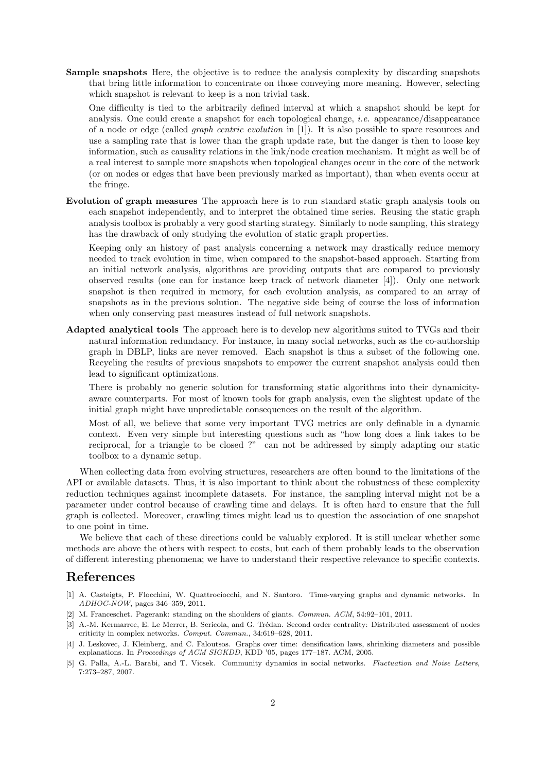**Sample snapshots** Here, the objective is to reduce the analysis complexity by discarding snapshots that bring little information to concentrate on those conveying more meaning. However, selecting which snapshot is relevant to keep is a non trivial task.

One difficulty is tied to the arbitrarily defined interval at which a snapshot should be kept for analysis. One could create a snapshot for each topological change, *i.e.* appearance/disappearance of a node or edge (called *graph centric evolution* in [1]). It is also possible to spare resources and use a sampling rate that is lower than the graph update rate, but the danger is then to loose key information, such as causality relations in the link/node creation mechanism. It might as well be of a real interest to sample more snapshots when topological changes occur in the core of the network (or on nodes or edges that have been previously marked as important), than when events occur at the fringe.

**Evolution of graph measures** The approach here is to run standard static graph analysis tools on each snapshot independently, and to interpret the obtained time series. Reusing the static graph analysis toolbox is probably a very good starting strategy. Similarly to node sampling, this strategy has the drawback of only studying the evolution of static graph properties.

Keeping only an history of past analysis concerning a network may drastically reduce memory needed to track evolution in time, when compared to the snapshot-based approach. Starting from an initial network analysis, algorithms are providing outputs that are compared to previously observed results (one can for instance keep track of network diameter [4]). Only one network snapshot is then required in memory, for each evolution analysis, as compared to an array of snapshots as in the previous solution. The negative side being of course the loss of information when only conserving past measures instead of full network snapshots.

**Adapted analytical tools** The approach here is to develop new algorithms suited to TVGs and their natural information redundancy. For instance, in many social networks, such as the co-authorship graph in DBLP, links are never removed. Each snapshot is thus a subset of the following one. Recycling the results of previous snapshots to empower the current snapshot analysis could then lead to significant optimizations.

There is probably no generic solution for transforming static algorithms into their dynamicity-aware counterparts. For most of known tools for graph analysis, even the slightest update of the initial graph might have unpredictable consequences on the result of the algorithm.

Most of all, we believe that some very important TVG metrics are only definable in a dynamic context. Even very simple but interesting questions such as "how long does a link takes to be reciprocal, for a triangle to be closed ?" can not be addressed by simply adapting our static toolbox to a dynamic setup.

When collecting data from evolving structures, researchers are often bound to the limitations of the API or available datasets. Thus, it is also important to think about the robustness of these complexity reduction techniques against incomplete datasets. For instance, the sampling interval might not be a parameter under control because of crawling time and delays. It is often hard to ensure that the full graph is collected. Moreover, crawling times might lead us to question the association of one snapshot to one point in time.

We believe that each of these directions could be valuably explored. It is still unclear whether some methods are above the others with respect to costs, but each of them probably leads to the observation of different interesting phenomena; we have to understand their respective relevance to specific contexts.

# References

[1] A. Casteigts, P. Flocchini, W. Quattrociocchi, and N. Santoro. Time-varying graphs and dynamic networks. In *ADHOC-NOW*, pages 346–359, 2011.

[2] M. Franceschet. Pagerank: standing on the shoulders of giants. *Commun. ACM*, 54:92–101, 2011.

[3] A.-M. Kermarrec, E. Le Merrer, B. Sericola, and G. Trédan. Second order centrality: Distributed assessment of nodes criticity in complex networks. *Comput. Commun.*, 34:619–628, 2011.

[4] J. Leskovec, J. Kleinberg, and C. Faloutsos. Graphs over time: densification laws, shrinking diameters and possible explanations. In *Proceedings of ACM SIGKDD*, KDD '05, pages 177–187. ACM, 2005.

[5] G. Palla, A.-L. Barabi, and T. Vicsek. Community dynamics in social networks. *Fluctuation and Noise Letters*, 7:273–287, 2007.